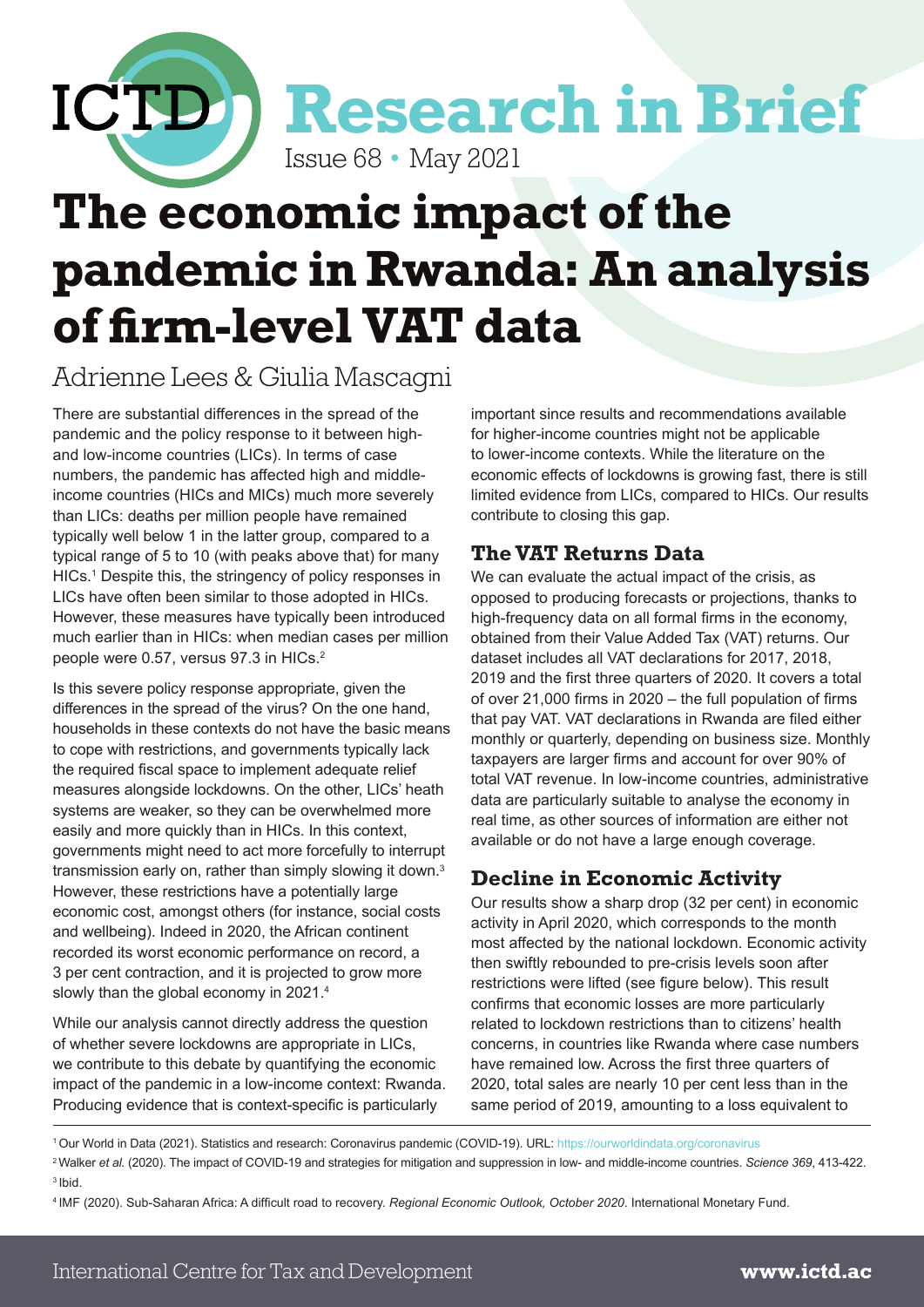ICTD **Research in Brief**

Issue 68 • May 2021

# The economic impact of the pandemic in Rwanda: An analysis of firm-level VAT data

Adrienne Lees & Giulia Mascagni

There are substantial differences in the spread of the pandemic and the policy response to it between high- and low-income countries (LICs). In terms of case numbers, the pandemic has affected high and middle-income countries (HICs and MICs) much more severely than LICs: deaths per million people have remained typically well below 1 in the latter group, compared to a typical range of 5 to 10 (with peaks above that) for many HICs.[1] Despite this, the stringency of policy responses in LICs have often been similar to those adopted in HICs. However, these measures have typically been introduced much earlier than in HICs: when median cases per million people were 0.57, versus 97.3 in HICs.[2]

Is this severe policy response appropriate, given the differences in the spread of the virus? On the one hand, households in these contexts do not have the basic means to cope with restrictions, and governments typically lack the required fiscal space to implement adequate relief measures alongside lockdowns. On the other, LICs' heath systems are weaker, so they can be overwhelmed more easily and more quickly than in HICs. In this context, governments might need to act more forcefully to interrupt transmission early on, rather than simply slowing it down.[3] However, these restrictions have a potentially large economic cost, amongst others (for instance, social costs and wellbeing). Indeed in 2020, the African continent recorded its worst economic performance on record, a 3 per cent contraction, and it is projected to grow more slowly than the global economy in 2021.[4]

While our analysis cannot directly address the question of whether severe lockdowns are appropriate in LICs, we contribute to this debate by quantifying the economic impact of the pandemic in a low-income context: Rwanda. Producing evidence that is context-specific is particularly important since results and recommendations available for higher-income countries might not be applicable to lower-income contexts. While the literature on the economic effects of lockdowns is growing fast, there is still limited evidence from LICs, compared to HICs. Our results contribute to closing this gap.

## The VAT Returns Data

We can evaluate the actual impact of the crisis, as opposed to producing forecasts or projections, thanks to high-frequency data on all formal firms in the economy, obtained from their Value Added Tax (VAT) returns. Our dataset includes all VAT declarations for 2017, 2018, 2019 and the first three quarters of 2020. It covers a total of over 21,000 firms in 2020 – the full population of firms that pay VAT. VAT declarations in Rwanda are filed either monthly or quarterly, depending on business size. Monthly taxpayers are larger firms and account for over 90% of total VAT revenue. In low-income countries, administrative data are particularly suitable to analyse the economy in real time, as other sources of information are either not available or do not have a large enough coverage.

## Decline in Economic Activity

Our results show a sharp drop (32 per cent) in economic activity in April 2020, which corresponds to the month most affected by the national lockdown. Economic activity then swiftly rebounded to pre-crisis levels soon after restrictions were lifted (see figure below). This result confirms that economic losses are more particularly related to lockdown restrictions than to citizens' health concerns, in countries like Rwanda where case numbers have remained low. Across the first three quarters of 2020, total sales are nearly 10 per cent less than in the same period of 2019, amounting to a loss equivalent to

[1] Our World in Data (2021). Statistics and research: Coronavirus pandemic (COVID-19). URL: https://ourworldindata.org/coronavirus

[2] Walker *et al.* (2020). The impact of COVID-19 and strategies for mitigation and suppression in low- and middle-income countries. *Science 369*, 413-422.

[3] Ibid.

[4] IMF (2020). Sub-Saharan Africa: A difficult road to recovery. *Regional Economic Outlook, October 2020*. International Monetary Fund.

International Centre for Tax and Development **www.ictd.ac**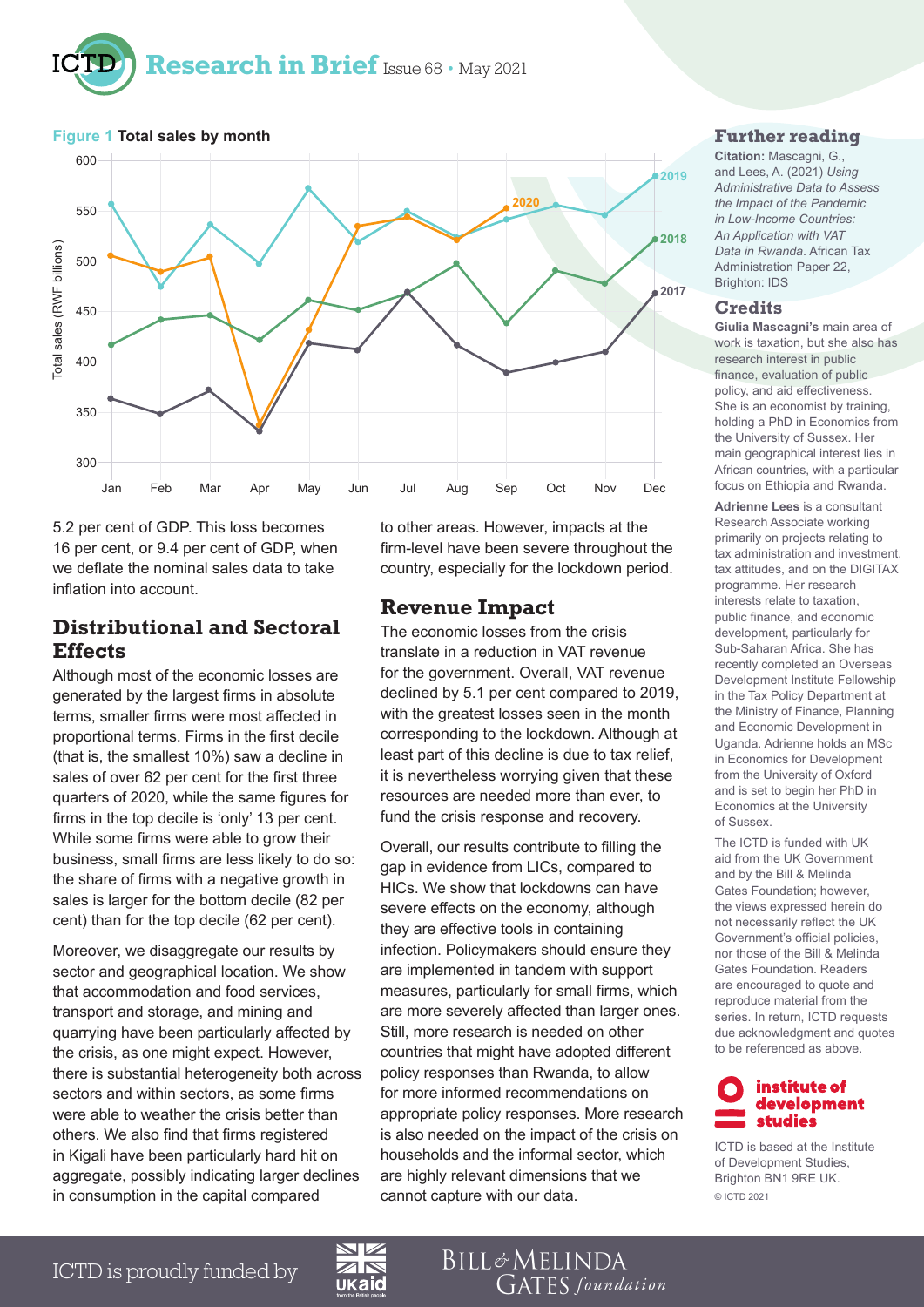**Figure 1** Total sales by month

Total sales (RWF billions)

600
550
500
450
400
350
300

Jan Feb Mar Apr May Jun Jul Aug Sep Oct Nov Dec

2019
2020
2018
2017

5.2 per cent of GDP. This loss becomes 16 per cent, or 9.4 per cent of GDP, when we deflate the nominal sales data to take inflation into account.

## Distributional and Sectoral Effects

Although most of the economic losses are generated by the largest firms in absolute terms, smaller firms were most affected in proportional terms. Firms in the first decile (that is, the smallest 10%) saw a decline in sales of over 62 per cent for the first three quarters of 2020, while the same figures for firms in the top decile is 'only' 13 per cent. While some firms were able to grow their business, small firms are less likely to do so: the share of firms with a negative growth in sales is larger for the bottom decile (82 per cent) than for the top decile (62 per cent).

Moreover, we disaggregate our results by sector and geographical location. We show that accommodation and food services, transport and storage, and mining and quarrying have been particularly affected by the crisis, as one might expect. However, there is substantial heterogeneity both across sectors and within sectors, as some firms were able to weather the crisis better than others. We also find that firms registered in Kigali have been particularly hard hit on aggregate, possibly indicating larger declines in consumption in the capital compared to other areas. However, impacts at the firm-level have been severe throughout the country, especially for the lockdown period.

## Revenue Impact

The economic losses from the crisis translate in a reduction in VAT revenue for the government. Overall, VAT revenue declined by 5.1 per cent compared to 2019, with the greatest losses seen in the month corresponding to the lockdown. Although at least part of this decline is due to tax relief, it is nevertheless worrying given that these resources are needed more than ever, to fund the crisis response and recovery.

Overall, our results contribute to filling the gap in evidence from LICs, compared to HICs. We show that lockdowns can have severe effects on the economy, although they are effective tools in containing infection. Policymakers should ensure they are implemented in tandem with support measures, particularly for small firms, which are more severely affected than larger ones. Still, more research is needed on other countries that might have adopted different policy responses than Rwanda, to allow for more informed recommendations on appropriate policy responses. More research is also needed on the impact of the crisis on households and the informal sector, which are highly relevant dimensions that we cannot capture with our data.

## Further reading

**Citation:** Mascagni, G., and Lees, A. (2021) *Using Administrative Data to Assess the Impact of the Pandemic in Low-Income Countries: An Application with VAT Data in Rwanda*. African Tax Administration Paper 22, Brighton: IDS

## Credits

**Giulia Mascagni's** main area of work is taxation, but she also has research interest in public finance, evaluation of public policy, and aid effectiveness. She is an economist by training, holding a PhD in Economics from the University of Sussex. Her main geographical interest lies in African countries, with a particular focus on Ethiopia and Rwanda.

**Adrienne Lees** is a consultant Research Associate working primarily on projects relating to tax administration and investment, tax attitudes, and on the DIGITAX programme. Her research interests relate to taxation, public finance, and economic development, particularly for Sub-Saharan Africa. She has recently completed an Overseas Development Institute Fellowship in the Tax Policy Department at the Ministry of Finance, Planning and Economic Development in Uganda. Adrienne holds an MSc in Economics for Development from the University of Oxford and is set to begin her PhD in Economics at the University of Sussex.

The ICTD is funded with UK aid from the UK Government and by the Bill & Melinda Gates Foundation; however, the views expressed herein do not necessarily reflect the UK Government's official policies, nor those of the Bill & Melinda Gates Foundation. Readers are encouraged to quote and reproduce material from the series. In return, ICTD requests due acknowledgment and quotes to be referenced as above.

ICTD is based at the Institute of Development Studies, Brighton BN1 9RE UK.
© ICTD 2021

ICTD is proudly funded by